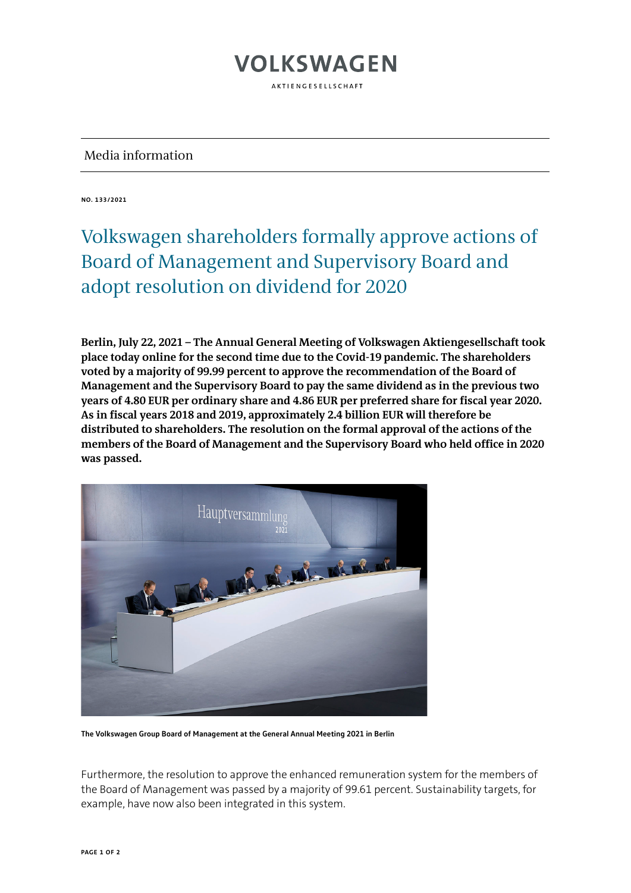# VOLKSWAGEN

AKTIENGESELLSCHAFT

Media information

**NO. 133/2021**

# Volkswagen shareholders formally approve actions of Board of Management and Supervisory Board and adopt resolution on dividend for 2020

**Berlin, July 22, 2021 – The Annual General Meeting of Volkswagen Aktiengesellschaft took place today online for the second time due to the Covid-19 pandemic. The shareholders voted by a majority of 99.99 percent to approve the recommendation of the Board of Management and the Supervisory Board to pay the same dividend as in the previous two years of 4.80 EUR per ordinary share and 4.86 EUR per preferred share for fiscal year 2020. As in fiscal years 2018 and 2019, approximately 2.4 billion EUR will therefore be distributed to shareholders. The resolution on the formal approval of the actions of the members of the Board of Management and the Supervisory Board who held office in 2020 was passed.**

**The Volkswagen Group Board of Management at the General Annual Meeting 2021 in Berlin**

Furthermore, the resolution to approve the enhanced remuneration system for the members of the Board of Management was passed by a majority of 99.61 percent. Sustainability targets, for example, have now also been integrated in this system.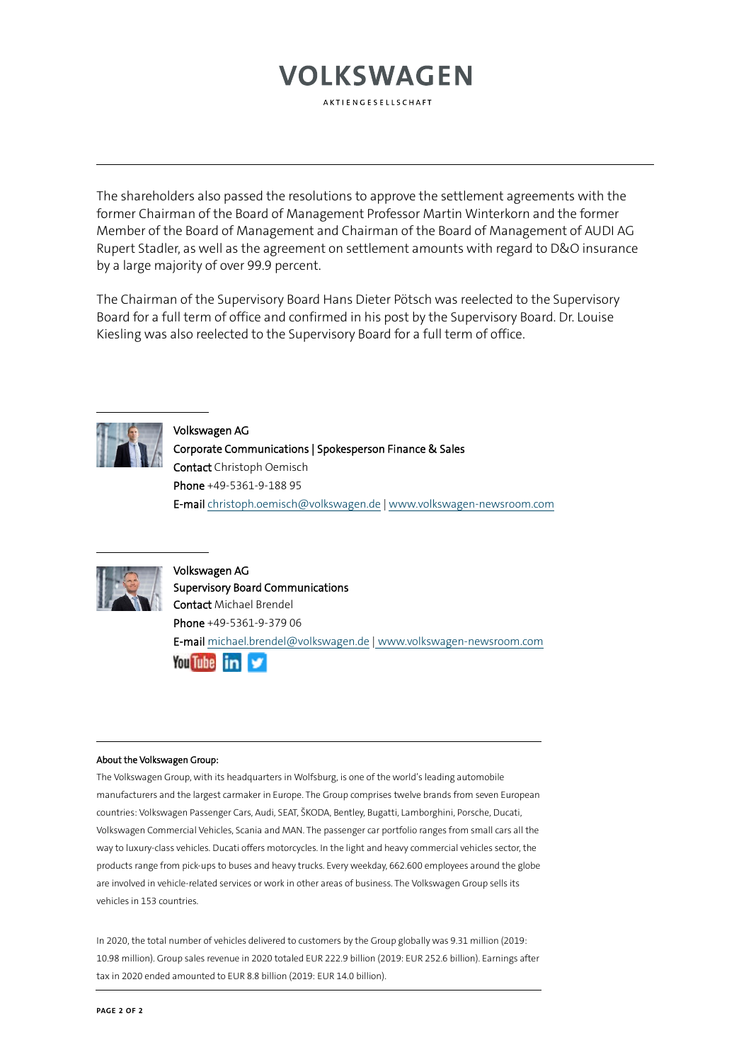The shareholders also passed the resolutions to approve the settlement agreements with the former Chairman of the Board of Management Professor Martin Winterkorn and the former Member of the Board of Management and Chairman of the Board of Management of AUDI AG Rupert Stadler, as well as the agreement on settlement amounts with regard to D&O insurance by a large majority of over 99.9 percent.

The Chairman of the Supervisory Board Hans Dieter Pötsch was reelected to the Supervisory Board for a full term of office and confirmed in his post by the Supervisory Board. Dr. Louise Kiesling was also reelected to the Supervisory Board for a full term of office.

**Volkswagen AG**
**Corporate Communications | Spokesperson Finance & Sales**
**Contact** Christoph Oemisch
**Phone** +49-5361-9-188 95
**E-mail** christoph.oemisch@volkswagen.de | www.volkswagen-newsroom.com

**Volkswagen AG**
**Supervisory Board Communications**
**Contact** Michael Brendel
**Phone** +49-5361-9-379 06
**E-mail** michael.brendel@volkswagen.de | www.volkswagen-newsroom.com

**About the Volkswagen Group:**

The Volkswagen Group, with its headquarters in Wolfsburg, is one of the world's leading automobile manufacturers and the largest carmaker in Europe. The Group comprises twelve brands from seven European countries: Volkswagen Passenger Cars, Audi, SEAT, ŠKODA, Bentley, Bugatti, Lamborghini, Porsche, Ducati, Volkswagen Commercial Vehicles, Scania and MAN. The passenger car portfolio ranges from small cars all the way to luxury-class vehicles. Ducati offers motorcycles. In the light and heavy commercial vehicles sector, the products range from pick-ups to buses and heavy trucks. Every weekday, 662.600 employees around the globe are involved in vehicle-related services or work in other areas of business. The Volkswagen Group sells its vehicles in 153 countries.

In 2020, the total number of vehicles delivered to customers by the Group globally was 9.31 million (2019: 10.98 million). Group sales revenue in 2020 totaled EUR 222.9 billion (2019: EUR 252.6 billion). Earnings after tax in 2020 ended amounted to EUR 8.8 billion (2019: EUR 14.0 billion).